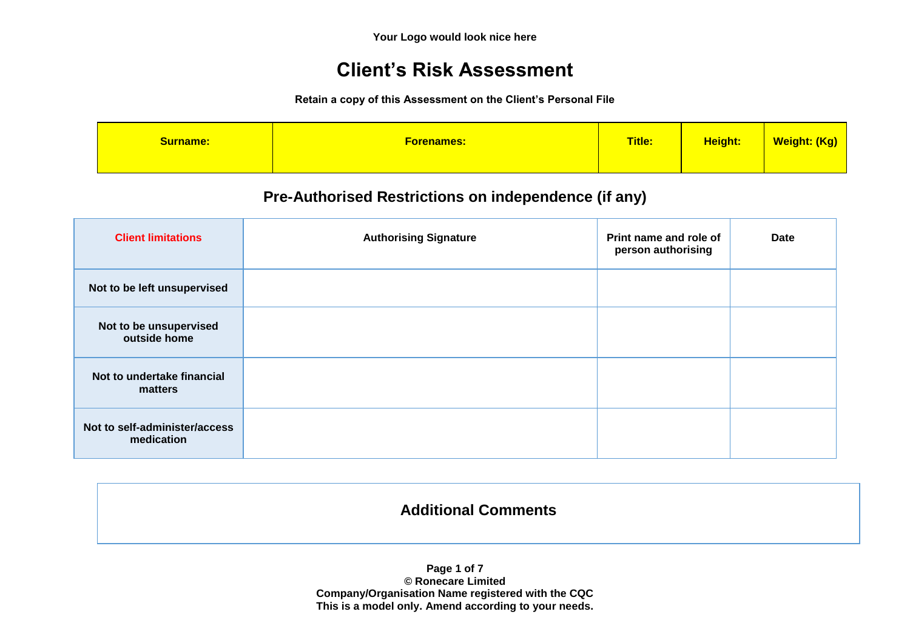Your Logo would look nice here

# Client's Risk Assessment

**Retain a copy of this Assessment on the Client's Personal File**

| Surname: | Forenames: | Title: | Height: | Weight: (Kg) |
|---|---|---|---|---|
| | | | | |

## Pre-Authorised Restrictions on independence (if any)

| Client limitations | Authorising Signature | Print name and role of person authorising | Date |
|---|---|---|---|
| Not to be left unsupervised | | | |
| Not to be unsupervised outside home | | | |
| Not to undertake financial matters | | | |
| Not to self-administer/access medication | | | |

## Additional Comments

**© Ronecare Limited**
**Company/Organisation Name registered with the CQC**
**This is a model only. Amend according to your needs.**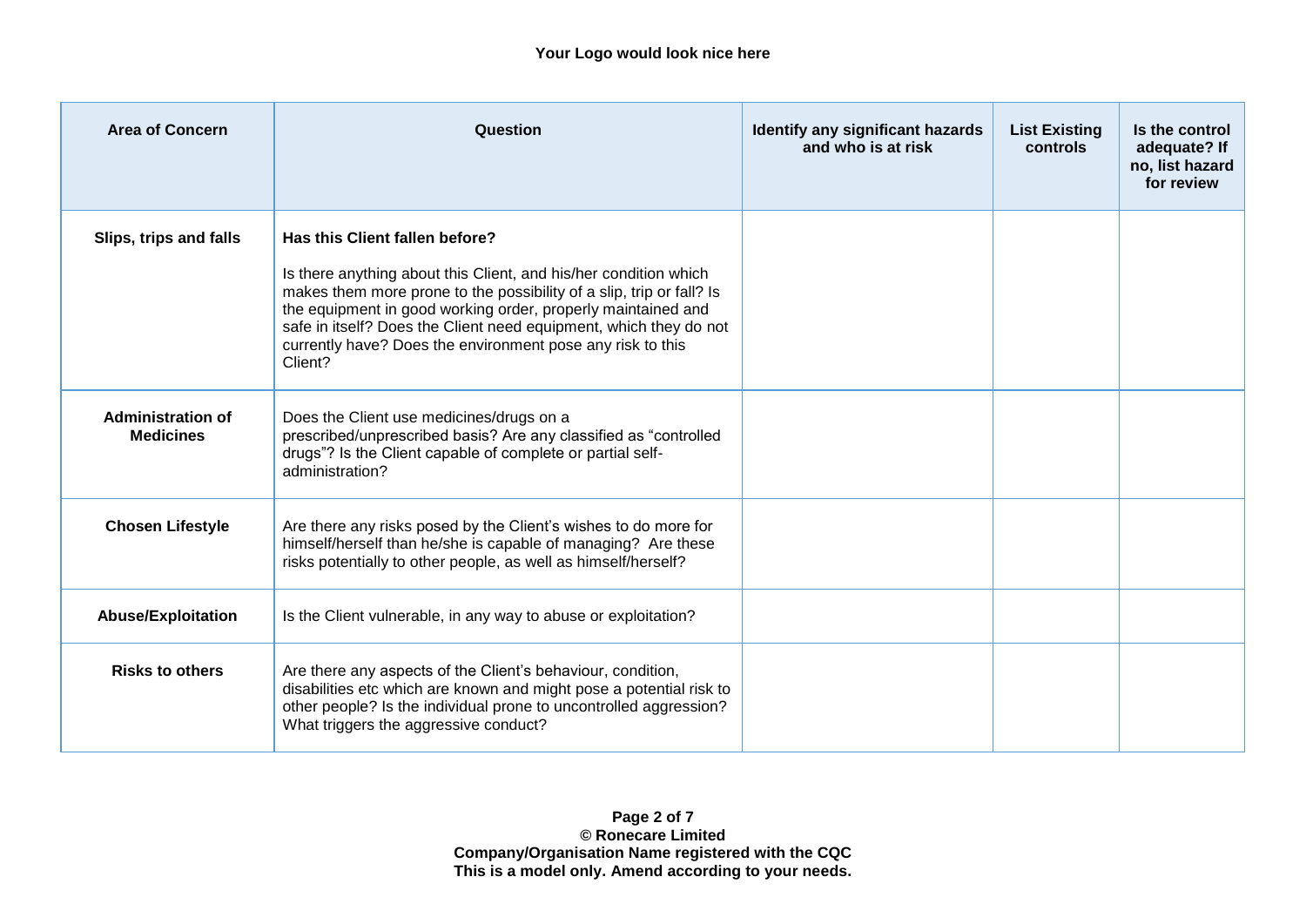**Your Logo would look nice here**

| Area of Concern | Question | Identify any significant hazards and who is at risk | List Existing controls | Is the control adequate? If no, list hazard for review |
|---|---|---|---|---|
| **Slips, trips and falls** | **Has this Client fallen before?** Is there anything about this Client, and his/her condition which makes them more prone to the possibility of a slip, trip or fall? Is the equipment in good working order, properly maintained and safe in itself? Does the Client need equipment, which they do not currently have? Does the environment pose any risk to this Client? | | | |
| **Administration of Medicines** | Does the Client use medicines/drugs on a prescribed/unprescribed basis? Are any classified as "controlled drugs"? Is the Client capable of complete or partial self-administration? | | | |
| **Chosen Lifestyle** | Are there any risks posed by the Client's wishes to do more for himself/herself than he/she is capable of managing? Are these risks potentially to other people, as well as himself/herself? | | | |
| **Abuse/Exploitation** | Is the Client vulnerable, in any way to abuse or exploitation? | | | |
| **Risks to others** | Are there any aspects of the Client's behaviour, condition, disabilities etc which are known and might pose a potential risk to other people? Is the individual prone to uncontrolled aggression? What triggers the aggressive conduct? | | | |

**© Ronecare Limited**
**Company/Organisation Name registered with the CQC**
**This is a model only. Amend according to your needs.**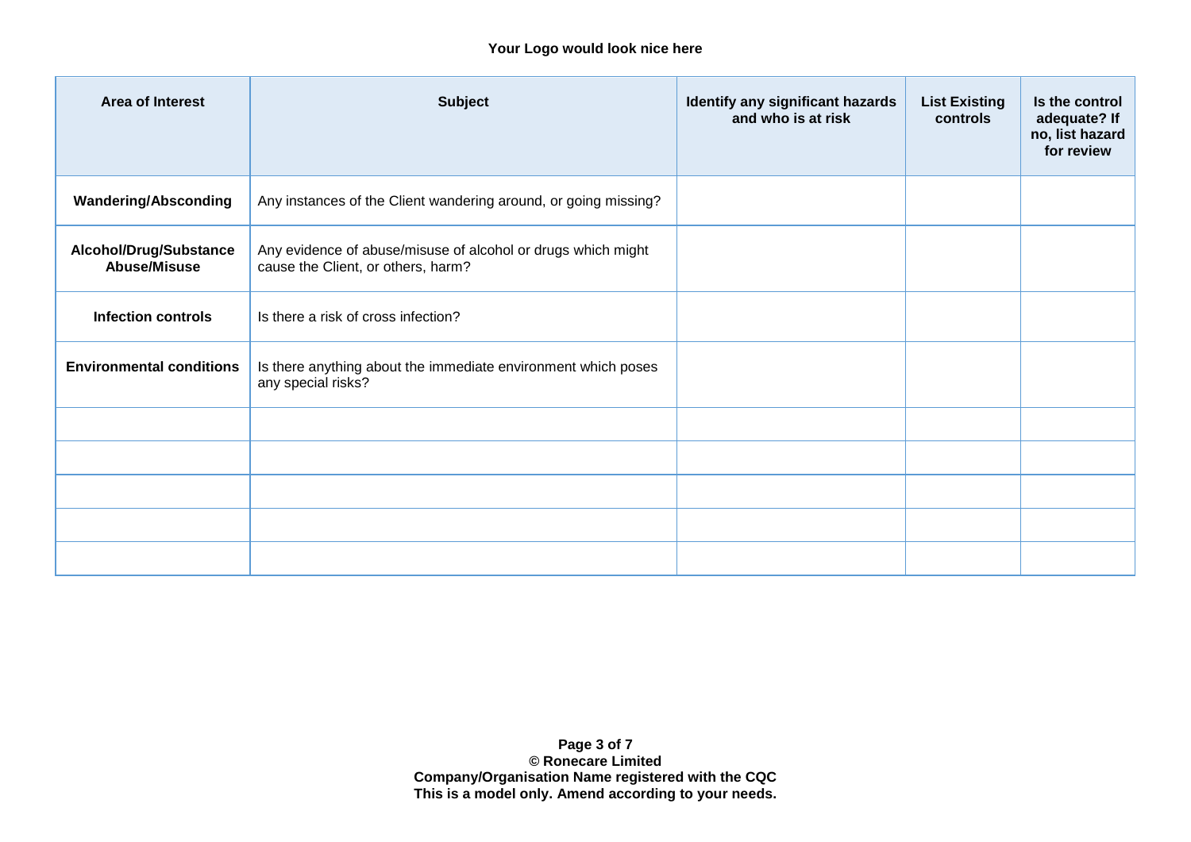**Your Logo would look nice here**

| Area of Interest | Subject | Identify any significant hazards and who is at risk | List Existing controls | Is the control adequate? If no, list hazard for review |
|---|---|---|---|---|
| **Wandering/Absconding** | Any instances of the Client wandering around, or going missing? | | | |
| **Alcohol/Drug/Substance Abuse/Misuse** | Any evidence of abuse/misuse of alcohol or drugs which might cause the Client, or others, harm? | | | |
| **Infection controls** | Is there a risk of cross infection? | | | |
| **Environmental conditions** | Is there anything about the immediate environment which poses any special risks? | | | |
| | | | | |
| | | | | |
| | | | | |
| | | | | |
| | | | | |

**© Ronecare Limited**
**Company/Organisation Name registered with the CQC**
**This is a model only. Amend according to your needs.**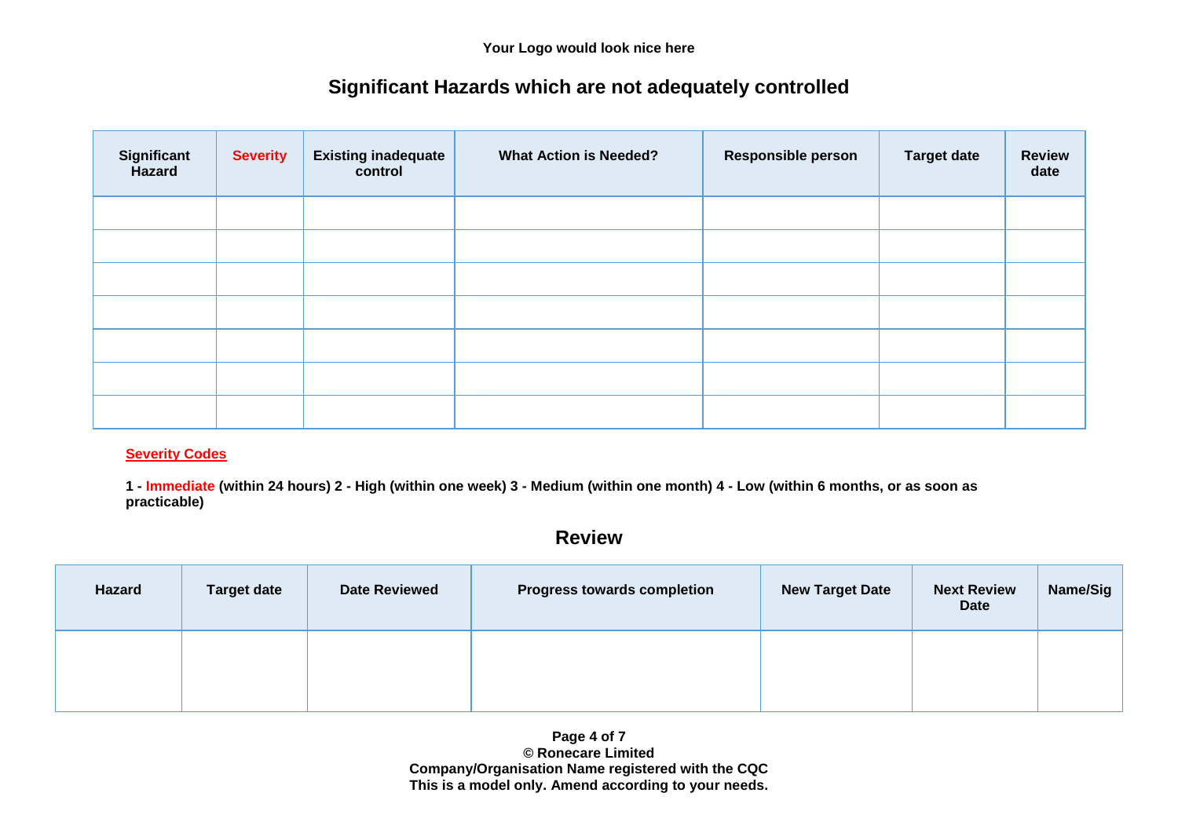**Your Logo would look nice here**

## Significant Hazards which are not adequately controlled

| Significant Hazard | Severity | Existing inadequate control | What Action is Needed? | Responsible person | Target date | Review date |
|---|---|---|---|---|---|---|
| | | | | | | |
| | | | | | | |
| | | | | | | |
| | | | | | | |
| | | | | | | |
| | | | | | | |
| | | | | | | |

**Severity Codes**

**1 - Immediate (within 24 hours) 2 - High (within one week) 3 - Medium (within one month) 4 - Low (within 6 months, or as soon as practicable)**

## Review

| Hazard | Target date | Date Reviewed | Progress towards completion | New Target Date | Next Review Date | Name/Sig |
|---|---|---|---|---|---|---|
| | | | | | | |

**© Ronecare Limited**
**Company/Organisation Name registered with the CQC**
**This is a model only. Amend according to your needs.**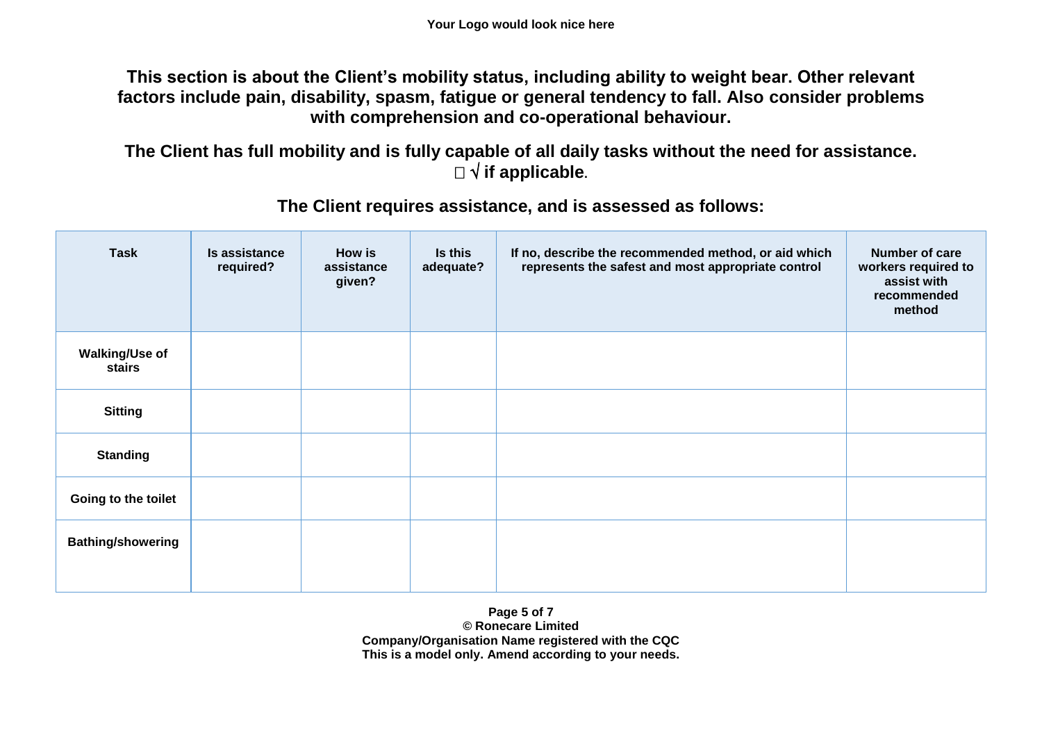**This section is about the Client's mobility status, including ability to weight bear. Other relevant factors include pain, disability, spasm, fatigue or general tendency to fall. Also consider problems with comprehension and co-operational behaviour.**

**The Client has full mobility and is fully capable of all daily tasks without the need for assistance. □ √ if applicable.**

**The Client requires assistance, and is assessed as follows:**

| Task | Is assistance required? | How is assistance given? | Is this adequate? | If no, describe the recommended method, or aid which represents the safest and most appropriate control | Number of care workers required to assist with recommended method |
|---|---|---|---|---|---|
| Walking/Use of stairs | | | | | |
| Sitting | | | | | |
| Standing | | | | | |
| Going to the toilet | | | | | |
| Bathing/showering | | | | | |

**© Ronecare Limited**
**Company/Organisation Name registered with the CQC**
**This is a model only. Amend according to your needs.**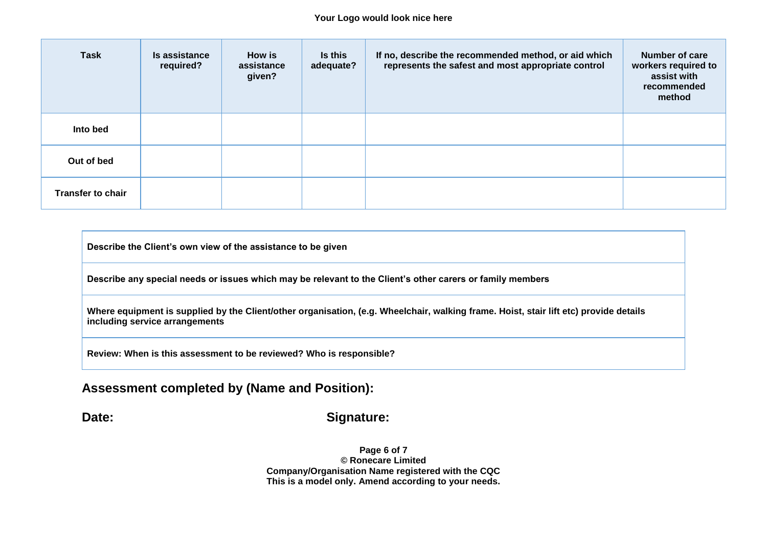Your Logo would look nice here

| Task | Is assistance required? | How is assistance given? | Is this adequate? | If no, describe the recommended method, or aid which represents the safest and most appropriate control | Number of care workers required to assist with recommended method |
|---|---|---|---|---|---|
| Into bed | | | | | |
| Out of bed | | | | | |
| Transfer to chair | | | | | |

| Describe the Client's own view of the assistance to be given |
|---|
| Describe any special needs or issues which may be relevant to the Client's other carers or family members |
| Where equipment is supplied by the Client/other organisation, (e.g. Wheelchair, walking frame. Hoist, stair lift etc) provide details including service arrangements |
| Review: When is this assessment to be reviewed? Who is responsible? |

**Assessment completed by (Name and Position):**

**Date:** **Signature:**

**© Ronecare Limited**
**Company/Organisation Name registered with the CQC**
**This is a model only. Amend according to your needs.**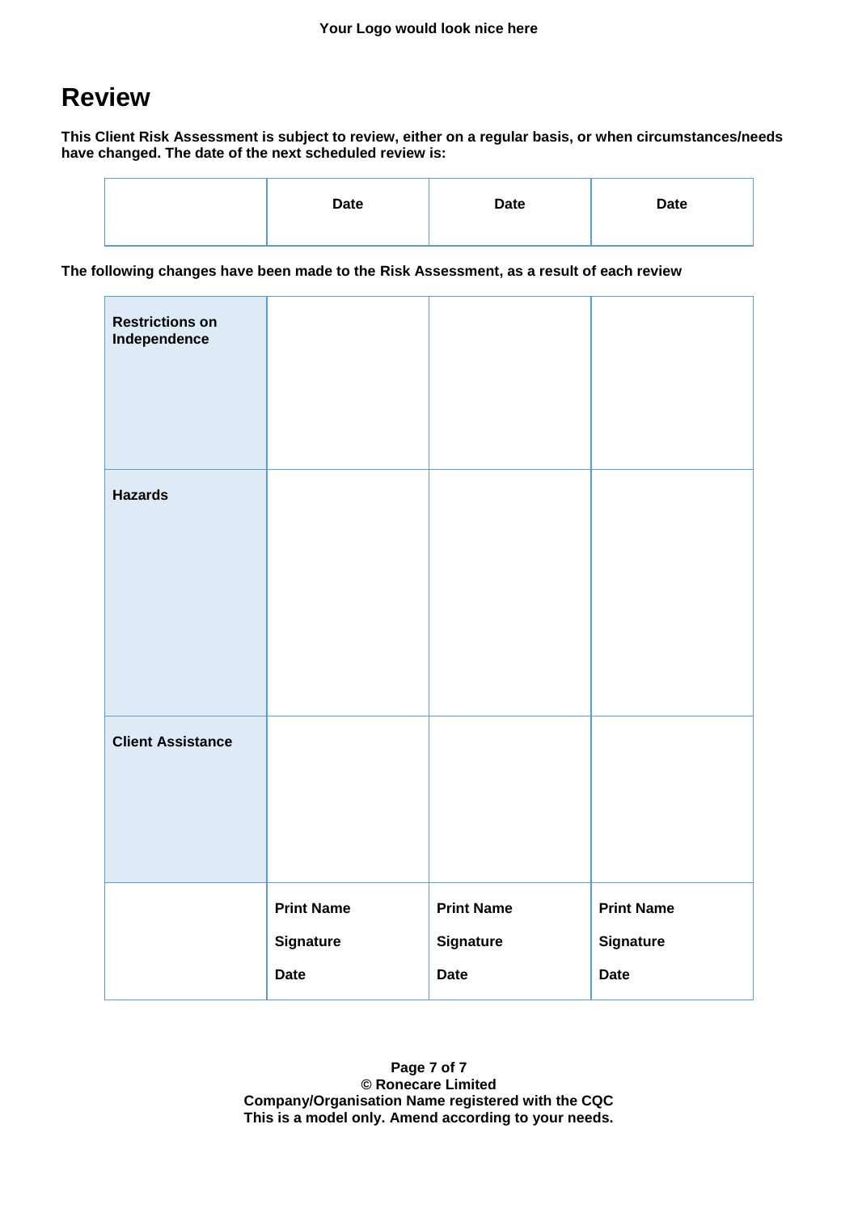## Review

**This Client Risk Assessment is subject to review, either on a regular basis, or when circumstances/needs have changed. The date of the next scheduled review is:**

| | **Date** | **Date** | **Date** |
|---|---|---|---|

**The following changes have been made to the Risk Assessment, as a result of each review**

| | | | |
|---|---|---|---|
| **Restrictions on Independence** | | | |
| **Hazards** | | | |
| **Client Assistance** | | | |
| | **Print Name**<br><br>**Signature**<br><br>**Date** | **Print Name**<br><br>**Signature**<br><br>**Date** | **Print Name**<br><br>**Signature**<br><br>**Date** |

**© Ronecare Limited**
**Company/Organisation Name registered with the CQC**
**This is a model only. Amend according to your needs.**